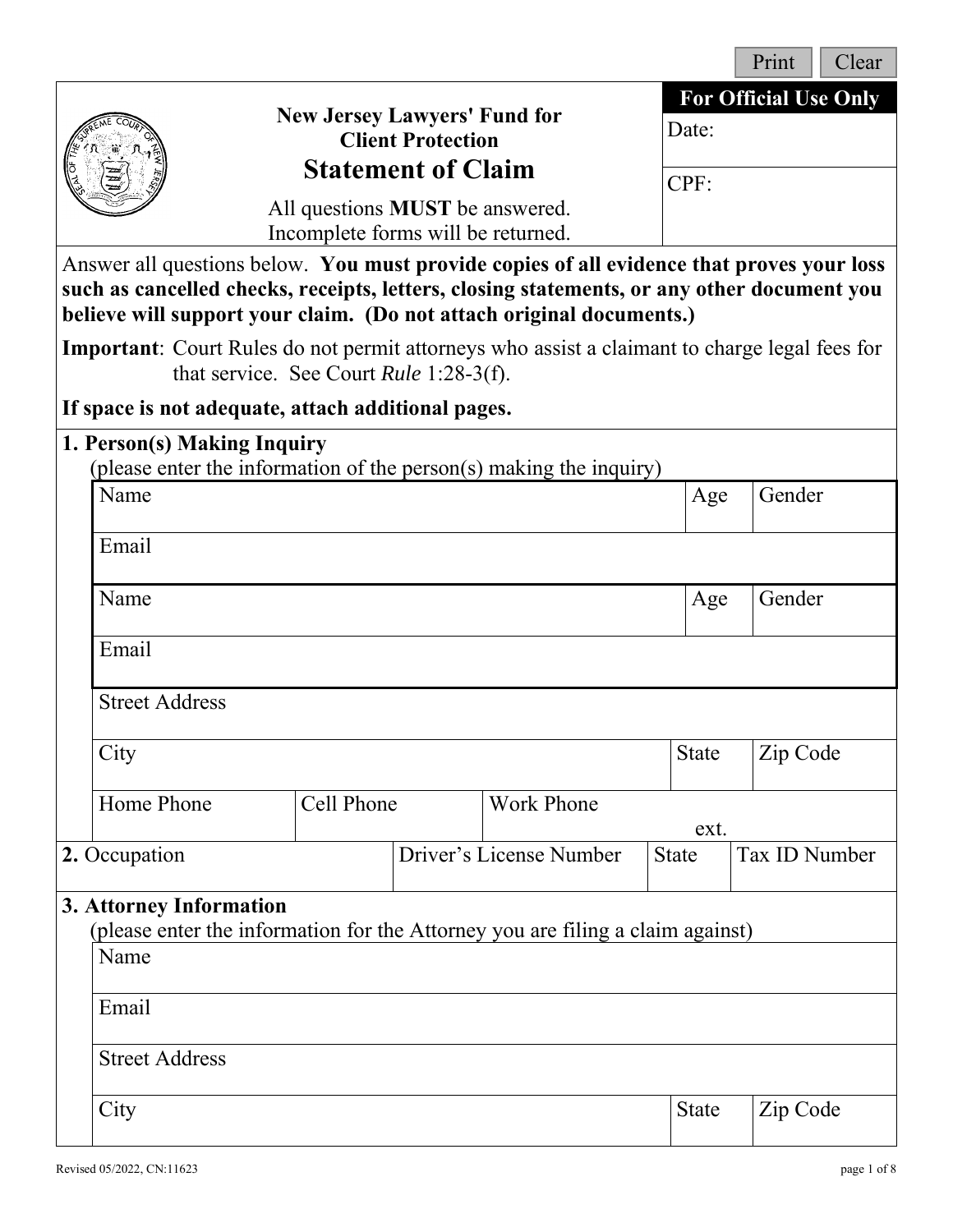Print | Clear

**For Official Use Only**

Date:

CPF:

# New Jersey Lawyers' Fund for Client Protection

## Statement of Claim

All questions **MUST** be answered.
Incomplete forms will be returned.

Answer all questions below. **You must provide copies of all evidence that proves your loss such as cancelled checks, receipts, letters, closing statements, or any other document you believe will support your claim. (Do not attach original documents.)**

**Important**: Court Rules do not permit attorneys who assist a claimant to charge legal fees for that service. See Court *Rule* 1:28-3(f).

**If space is not adequate, attach additional pages.**

### 1. Person(s) Making Inquiry

(please enter the information of the person(s) making the inquiry)

| Name | | Age | Gender |
|---|---|---|---|
| Email | | | |
| Name | | Age | Gender |
| Email | | | |
| Street Address | | | |
| City | | State | Zip Code |
| Home Phone | Cell Phone | Work Phone ext. | |

### 2.

| Occupation | Driver's License Number | State | Tax ID Number |
|---|---|---|---|
| | | | |

### 3. Attorney Information

(please enter the information for the Attorney you are filing a claim against)

| Name | | |
|---|---|---|
| Email | | |
| Street Address | | |
| City | State | Zip Code |

Revised 05/2022, CN:11623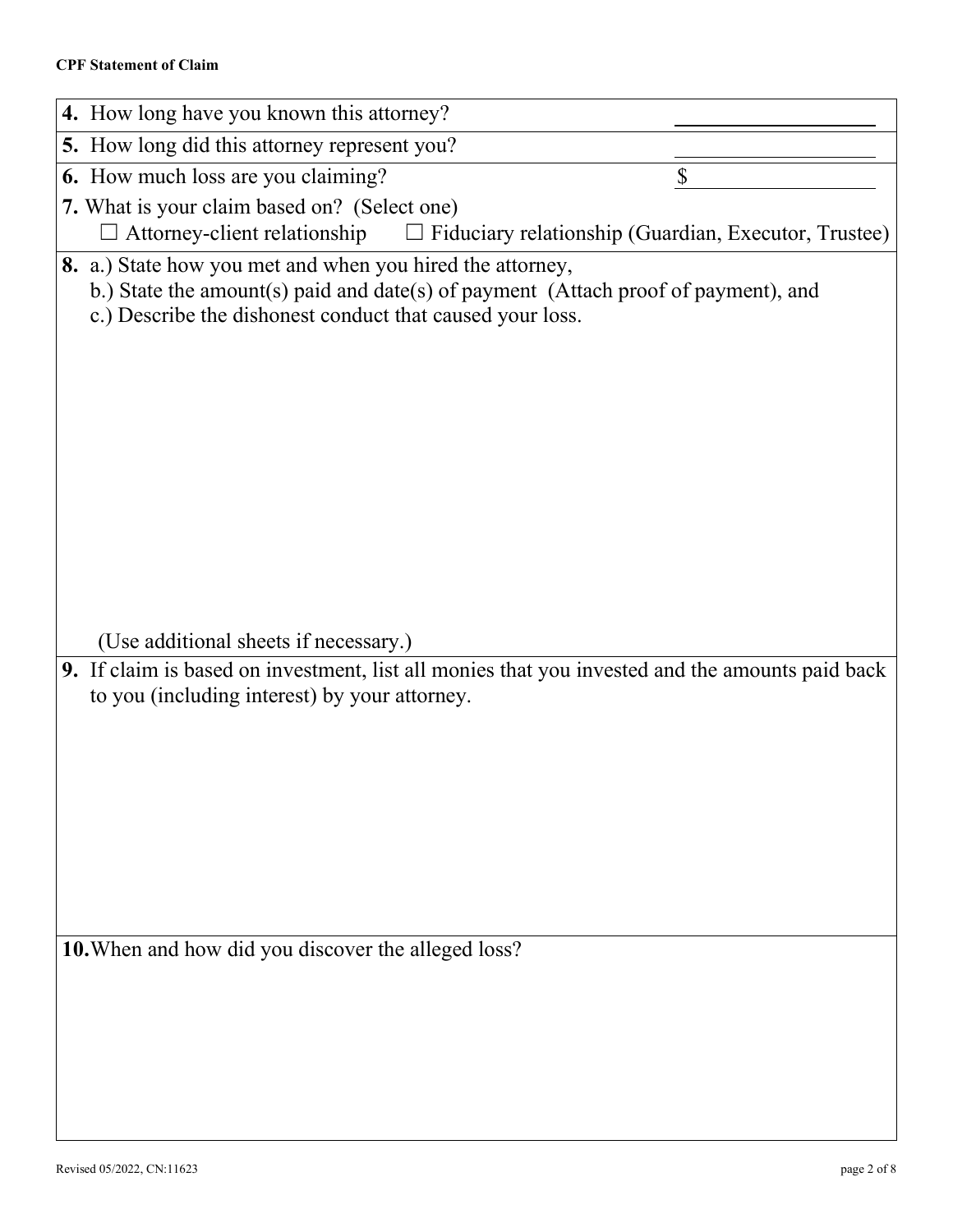**4.** How long have you known this attorney? ____________________

**5.** How long did this attorney represent you? ____________________

**6.** How much loss are you claiming? $____________________

**7.** What is your claim based on? (Select one)

☐ Attorney-client relationship ☐ Fiduciary relationship (Guardian, Executor, Trustee)

**8.** a.) State how you met and when you hired the attorney,

b.) State the amount(s) paid and date(s) of payment (Attach proof of payment), and

c.) Describe the dishonest conduct that caused your loss.

(Use additional sheets if necessary.)

**9.** If claim is based on investment, list all monies that you invested and the amounts paid back to you (including interest) by your attorney.

**10.** When and how did you discover the alleged loss?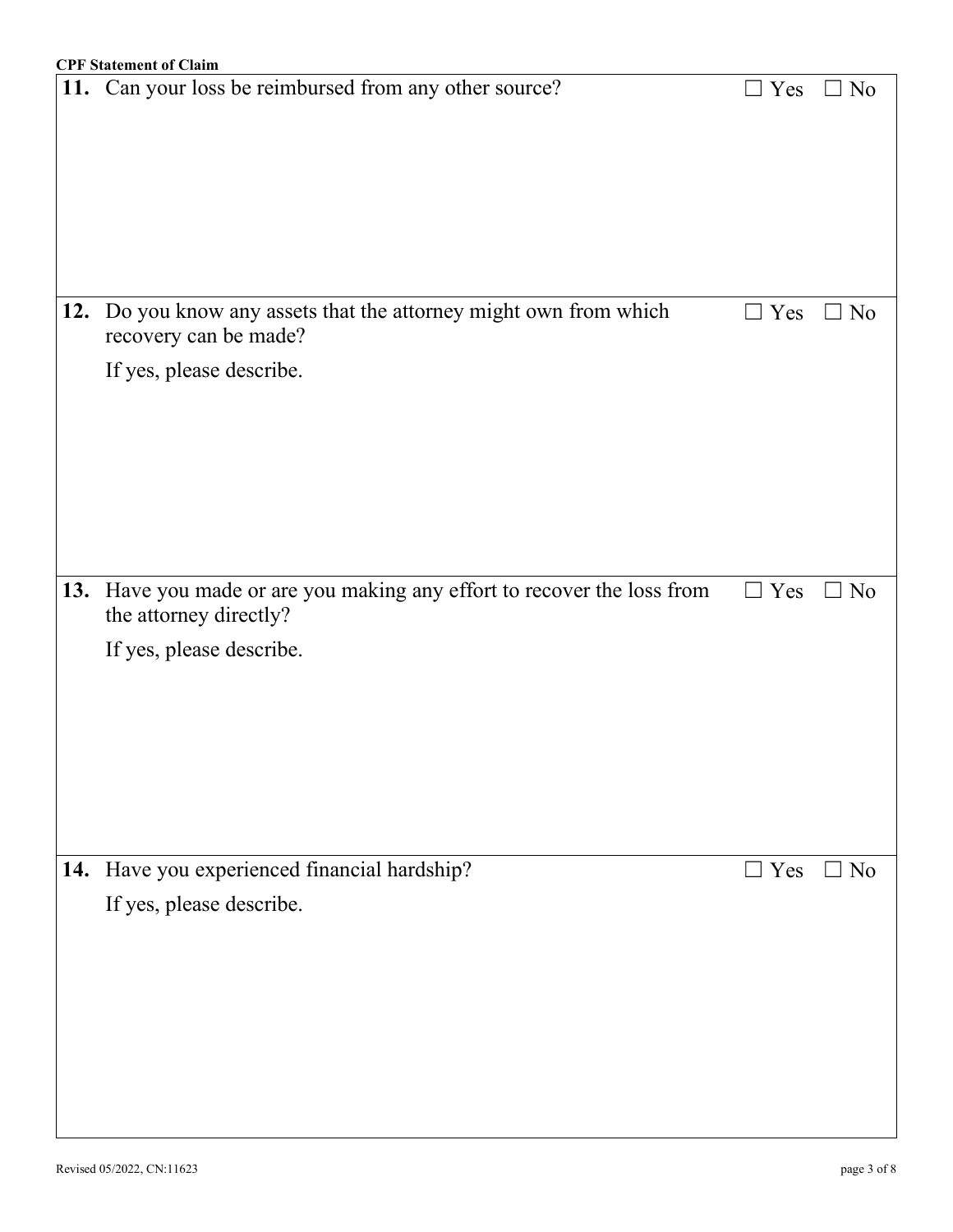**11.** Can your loss be reimbursed from any other source? ☐ Yes ☐ No

**12.** Do you know any assets that the attorney might own from which recovery can be made? ☐ Yes ☐ No

If yes, please describe.

**13.** Have you made or are you making any effort to recover the loss from the attorney directly? ☐ Yes ☐ No

If yes, please describe.

**14.** Have you experienced financial hardship? ☐ Yes ☐ No

If yes, please describe.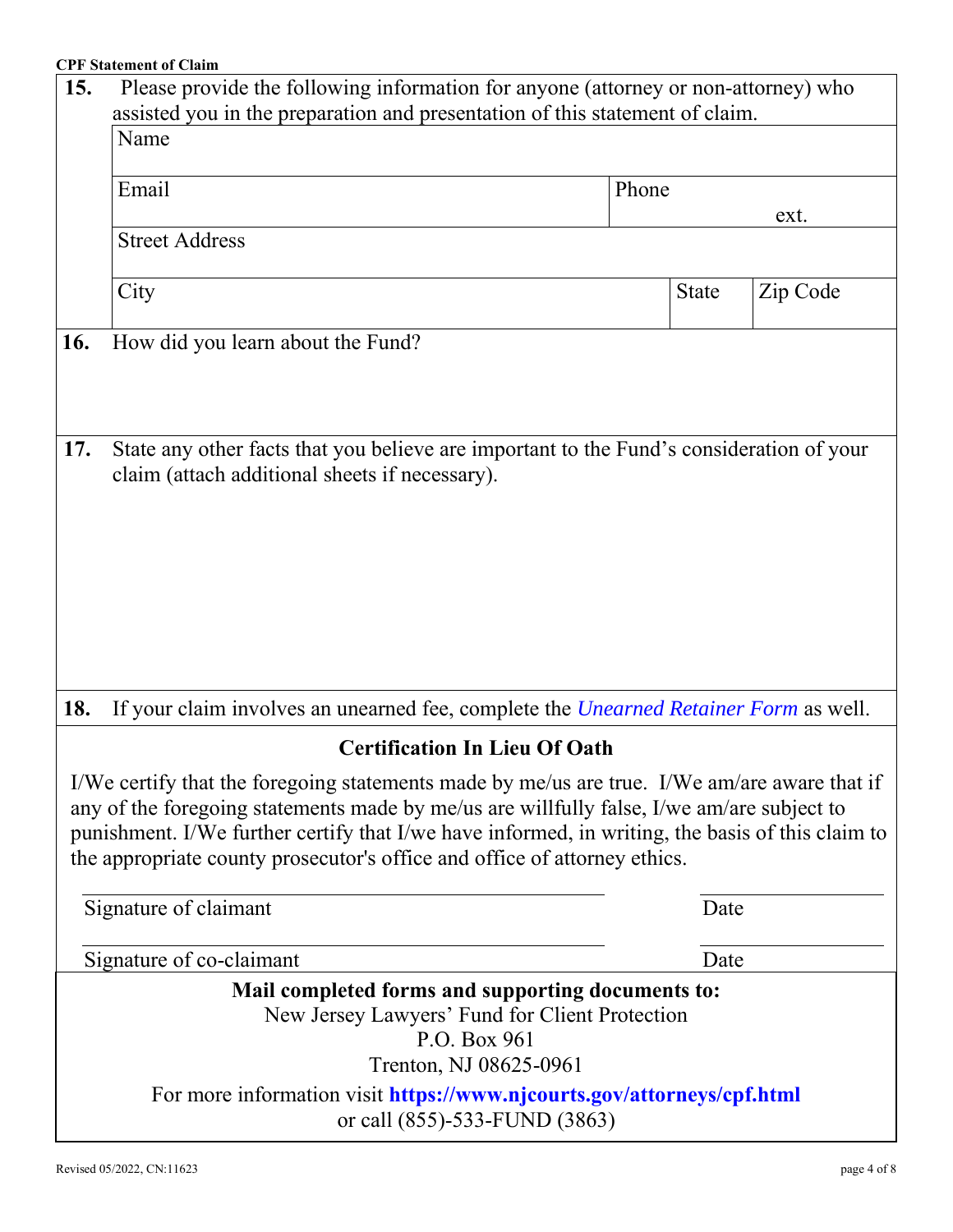**CPF Statement of Claim**

**15.** Please provide the following information for anyone (attorney or non-attorney) who assisted you in the preparation and presentation of this statement of claim.

| Name | | |
|---|---|---|
| Email | Phone ext. | |
| Street Address | | |
| City | State | Zip Code |

**16.** How did you learn about the Fund?

**17.** State any other facts that you believe are important to the Fund's consideration of your claim (attach additional sheets if necessary).

**18.** If your claim involves an unearned fee, complete the *Unearned Retainer Form* as well.

### Certification In Lieu Of Oath

I/We certify that the foregoing statements made by me/us are true. I/We am/are aware that if any of the foregoing statements made by me/us are willfully false, I/we am/are subject to punishment. I/We further certify that I/we have informed, in writing, the basis of this claim to the appropriate county prosecutor's office and office of attorney ethics.

_______________________________ Signature of claimant &nbsp;&nbsp;&nbsp;&nbsp; __________ Date

_______________________________ Signature of co-claimant &nbsp;&nbsp;&nbsp;&nbsp; __________ Date

**Mail completed forms and supporting documents to:**

New Jersey Lawyers' Fund for Client Protection
P.O. Box 961
Trenton, NJ 08625-0961

For more information visit **https://www.njcourts.gov/attorneys/cpf.html**
or call (855)-533-FUND (3863)

Revised 05/2022, CN:11623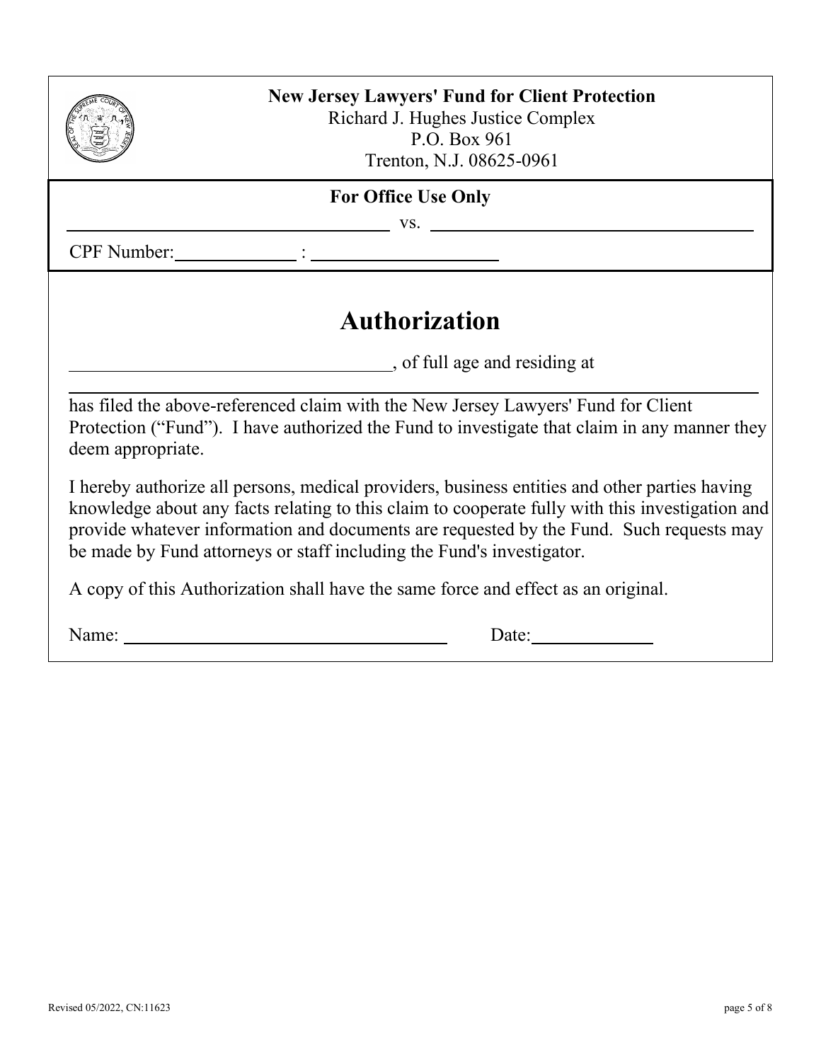**New Jersey Lawyers' Fund for Client Protection**
Richard J. Hughes Justice Complex
P.O. Box 961
Trenton, N.J. 08625-0961

**For Office Use Only**

______________________________ vs. ______________________________

CPF Number: ____________ : ____________________

# Authorization

______________________________, of full age and residing at

______________________________________________________________________

has filed the above-referenced claim with the New Jersey Lawyers' Fund for Client Protection ("Fund"). I have authorized the Fund to investigate that claim in any manner they deem appropriate.

I hereby authorize all persons, medical providers, business entities and other parties having knowledge about any facts relating to this claim to cooperate fully with this investigation and provide whatever information and documents are requested by the Fund. Such requests may be made by Fund attorneys or staff including the Fund's investigator.

A copy of this Authorization shall have the same force and effect as an original.

Name: ______________________________ Date: ____________

Revised 05/2022, CN:11623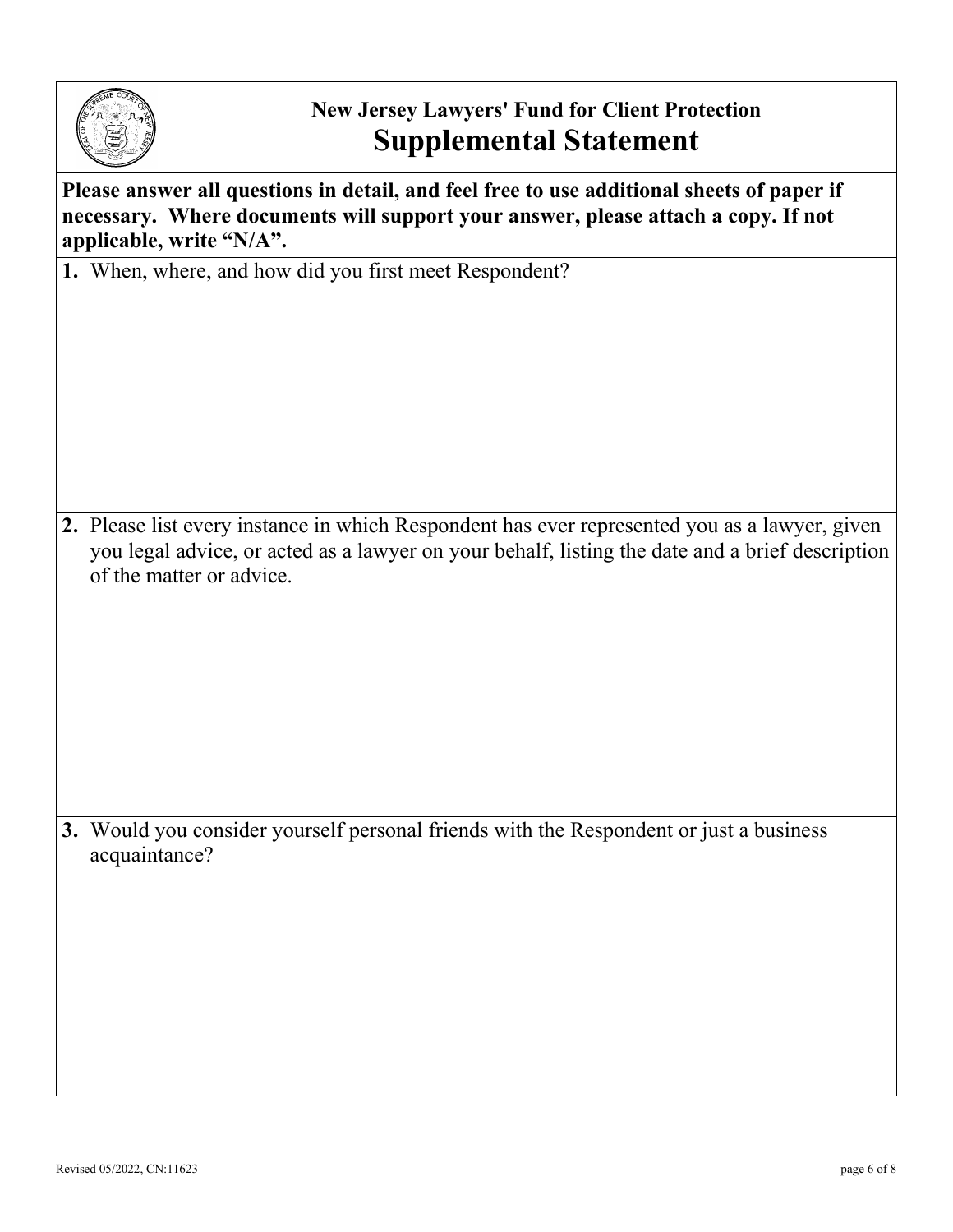**New Jersey Lawyers' Fund for Client Protection**

# Supplemental Statement

**Please answer all questions in detail, and feel free to use additional sheets of paper if necessary. Where documents will support your answer, please attach a copy. If not applicable, write "N/A".**

**1.** When, where, and how did you first meet Respondent?

**2.** Please list every instance in which Respondent has ever represented you as a lawyer, given you legal advice, or acted as a lawyer on your behalf, listing the date and a brief description of the matter or advice.

**3.** Would you consider yourself personal friends with the Respondent or just a business acquaintance?

Revised 05/2022, CN:11623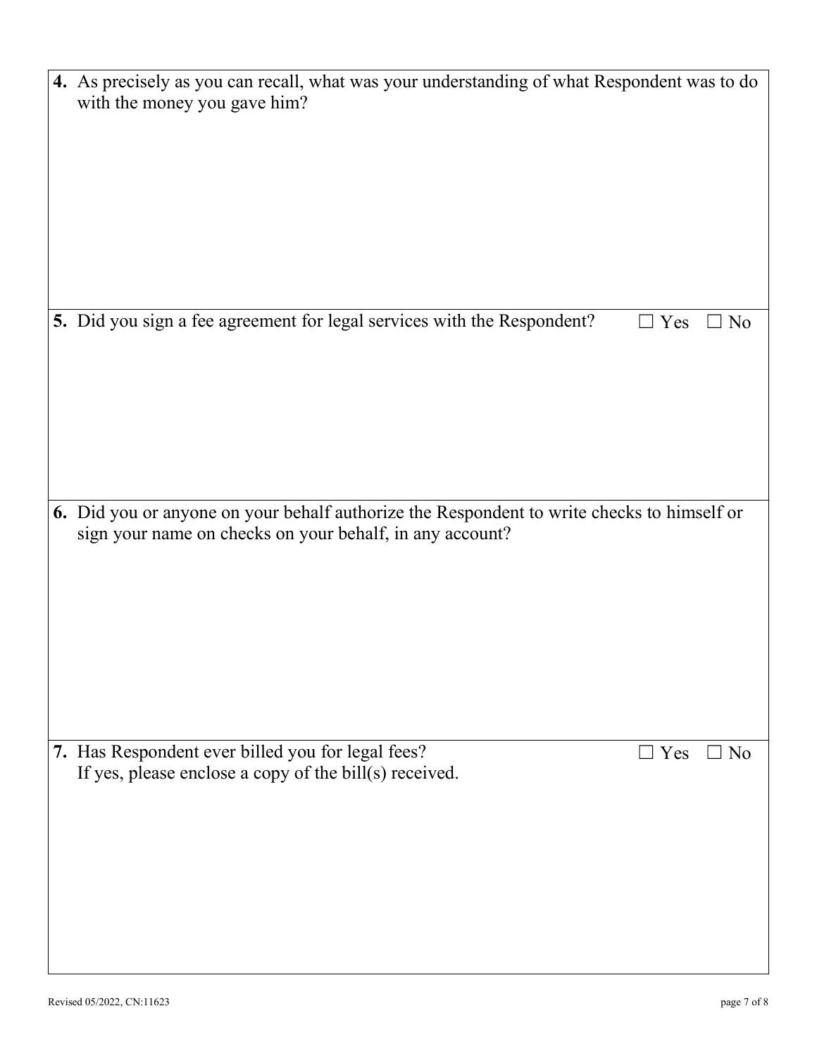**4.** As precisely as you can recall, what was your understanding of what Respondent was to do with the money you gave him?

**5.** Did you sign a fee agreement for legal services with the Respondent? ☐ Yes ☐ No

**6.** Did you or anyone on your behalf authorize the Respondent to write checks to himself or sign your name on checks on your behalf, in any account?

**7.** Has Respondent ever billed you for legal fees? ☐ Yes ☐ No
If yes, please enclose a copy of the bill(s) received.

Revised 05/2022, CN:11623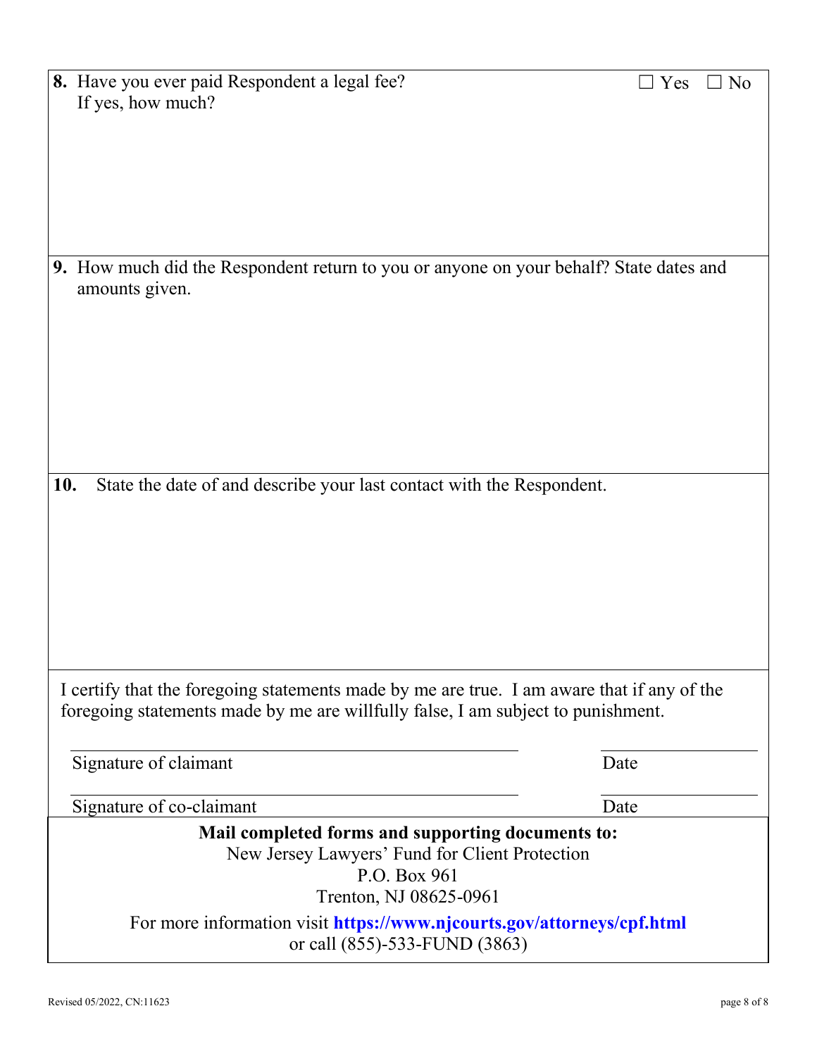**8.** Have you ever paid Respondent a legal fee? ☐ Yes ☐ No
If yes, how much?

**9.** How much did the Respondent return to you or anyone on your behalf? State dates and amounts given.

**10.** State the date of and describe your last contact with the Respondent.

I certify that the foregoing statements made by me are true. I am aware that if any of the foregoing statements made by me are willfully false, I am subject to punishment.

Signature of claimant ____________________ Date ____________

Signature of co-claimant ____________________ Date ____________

**Mail completed forms and supporting documents to:**
New Jersey Lawyers' Fund for Client Protection
P.O. Box 961
Trenton, NJ 08625-0961

For more information visit **https://www.njcourts.gov/attorneys/cpf.html**
or call (855)-533-FUND (3863)

Revised 05/2022, CN:11623